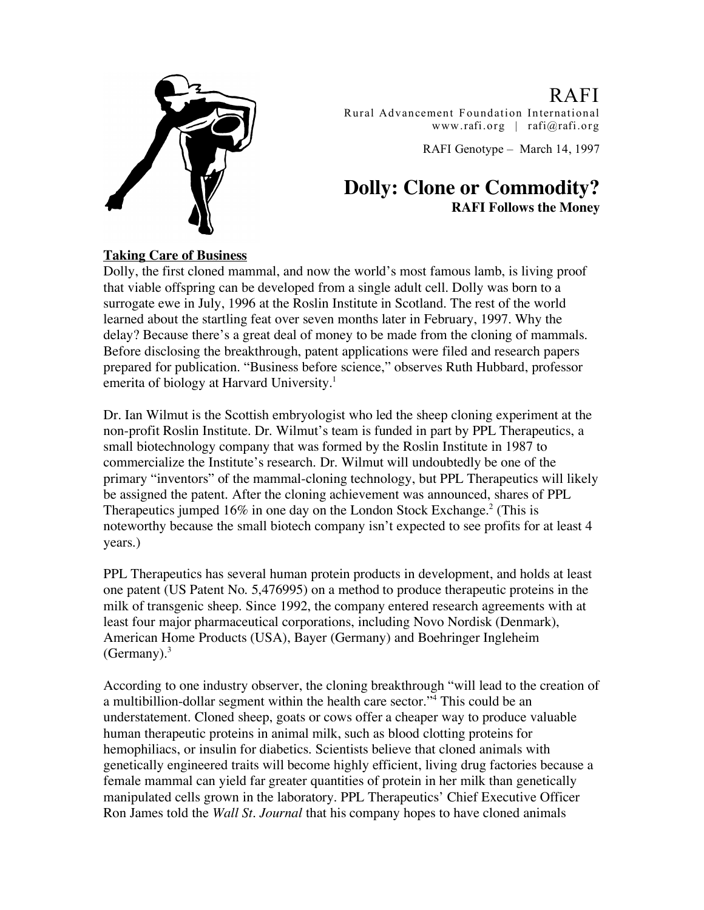# RAFI

Rural Advancement Foundation International
www.rafi.org | rafi@rafi.org

RAFI Genotype – March 14, 1997

## Dolly: Clone or Commodity?

**RAFI Follows the Money**

**Taking Care of Business**

Dolly, the first cloned mammal, and now the world's most famous lamb, is living proof that viable offspring can be developed from a single adult cell. Dolly was born to a surrogate ewe in July, 1996 at the Roslin Institute in Scotland. The rest of the world learned about the startling feat over seven months later in February, 1997. Why the delay? Because there's a great deal of money to be made from the cloning of mammals. Before disclosing the breakthrough, patent applications were filed and research papers prepared for publication. "Business before science," observes Ruth Hubbard, professor emerita of biology at Harvard University.[1]

Dr. Ian Wilmut is the Scottish embryologist who led the sheep cloning experiment at the non-profit Roslin Institute. Dr. Wilmut's team is funded in part by PPL Therapeutics, a small biotechnology company that was formed by the Roslin Institute in 1987 to commercialize the Institute's research. Dr. Wilmut will undoubtedly be one of the primary "inventors" of the mammal-cloning technology, but PPL Therapeutics will likely be assigned the patent. After the cloning achievement was announced, shares of PPL Therapeutics jumped 16% in one day on the London Stock Exchange.[2] (This is noteworthy because the small biotech company isn't expected to see profits for at least 4 years.)

PPL Therapeutics has several human protein products in development, and holds at least one patent (US Patent No. 5,476995) on a method to produce therapeutic proteins in the milk of transgenic sheep. Since 1992, the company entered research agreements with at least four major pharmaceutical corporations, including Novo Nordisk (Denmark), American Home Products (USA), Bayer (Germany) and Boehringer Ingleheim (Germany).[3]

According to one industry observer, the cloning breakthrough "will lead to the creation of a multibillion-dollar segment within the health care sector."[4] This could be an understatement. Cloned sheep, goats or cows offer a cheaper way to produce valuable human therapeutic proteins in animal milk, such as blood clotting proteins for hemophiliacs, or insulin for diabetics. Scientists believe that cloned animals with genetically engineered traits will become highly efficient, living drug factories because a female mammal can yield far greater quantities of protein in her milk than genetically manipulated cells grown in the laboratory. PPL Therapeutics' Chief Executive Officer Ron James told the *Wall St. Journal* that his company hopes to have cloned animals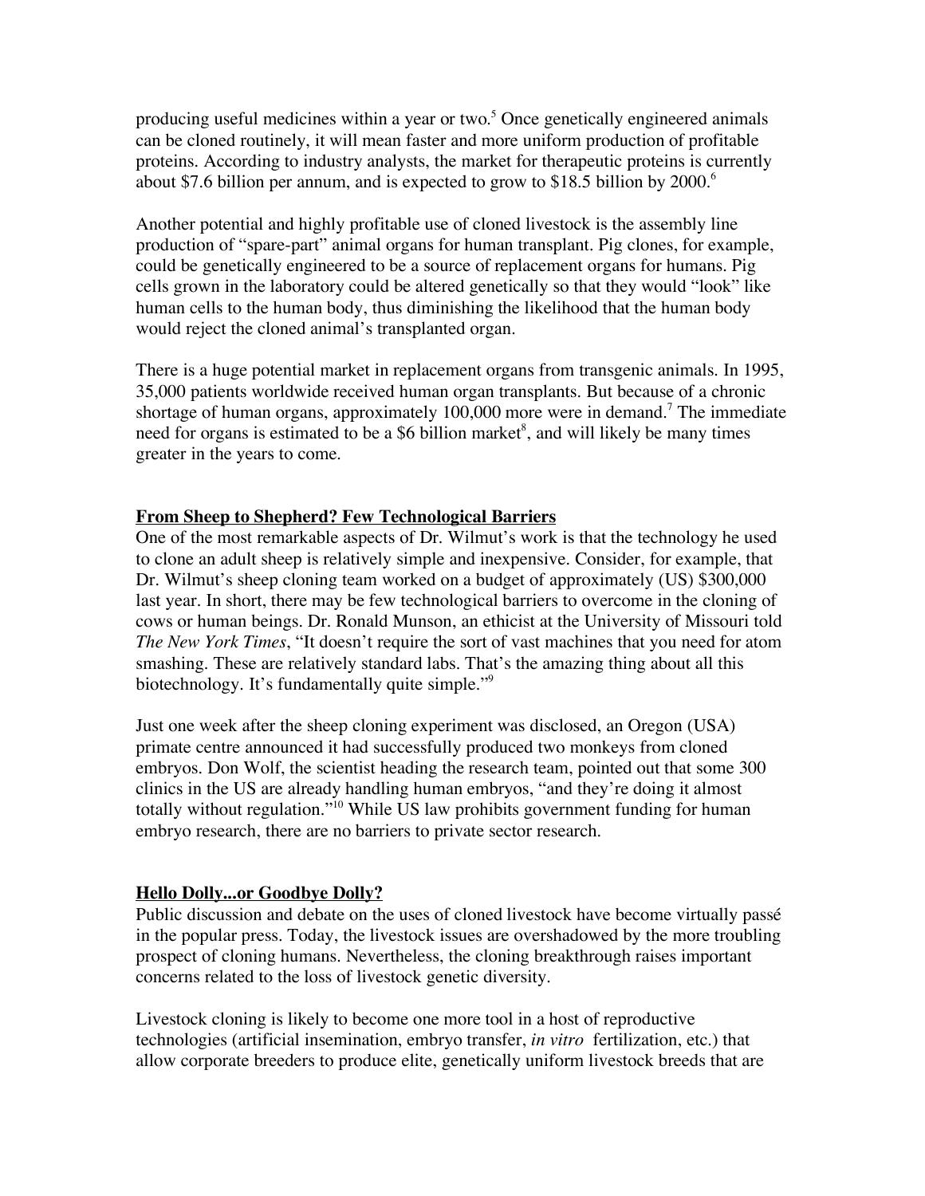producing useful medicines within a year or two.[5] Once genetically engineered animals can be cloned routinely, it will mean faster and more uniform production of profitable proteins. According to industry analysts, the market for therapeutic proteins is currently about $7.6 billion per annum, and is expected to grow to $18.5 billion by 2000.[6]

Another potential and highly profitable use of cloned livestock is the assembly line production of "spare-part" animal organs for human transplant. Pig clones, for example, could be genetically engineered to be a source of replacement organs for humans. Pig cells grown in the laboratory could be altered genetically so that they would "look" like human cells to the human body, thus diminishing the likelihood that the human body would reject the cloned animal's transplanted organ.

There is a huge potential market in replacement organs from transgenic animals. In 1995, 35,000 patients worldwide received human organ transplants. But because of a chronic shortage of human organs, approximately 100,000 more were in demand.[7] The immediate need for organs is estimated to be a $6 billion market[8], and will likely be many times greater in the years to come.

## From Sheep to Shepherd? Few Technological Barriers

One of the most remarkable aspects of Dr. Wilmut's work is that the technology he used to clone an adult sheep is relatively simple and inexpensive. Consider, for example, that Dr. Wilmut's sheep cloning team worked on a budget of approximately (US) $300,000 last year. In short, there may be few technological barriers to overcome in the cloning of cows or human beings. Dr. Ronald Munson, an ethicist at the University of Missouri told *The New York Times*, "It doesn't require the sort of vast machines that you need for atom smashing. These are relatively standard labs. That's the amazing thing about all this biotechnology. It's fundamentally quite simple."[9]

Just one week after the sheep cloning experiment was disclosed, an Oregon (USA) primate centre announced it had successfully produced two monkeys from cloned embryos. Don Wolf, the scientist heading the research team, pointed out that some 300 clinics in the US are already handling human embryos, "and they're doing it almost totally without regulation."[10] While US law prohibits government funding for human embryo research, there are no barriers to private sector research.

## Hello Dolly...or Goodbye Dolly?

Public discussion and debate on the uses of cloned livestock have become virtually passé in the popular press. Today, the livestock issues are overshadowed by the more troubling prospect of cloning humans. Nevertheless, the cloning breakthrough raises important concerns related to the loss of livestock genetic diversity.

Livestock cloning is likely to become one more tool in a host of reproductive technologies (artificial insemination, embryo transfer, *in vitro* fertilization, etc.) that allow corporate breeders to produce elite, genetically uniform livestock breeds that are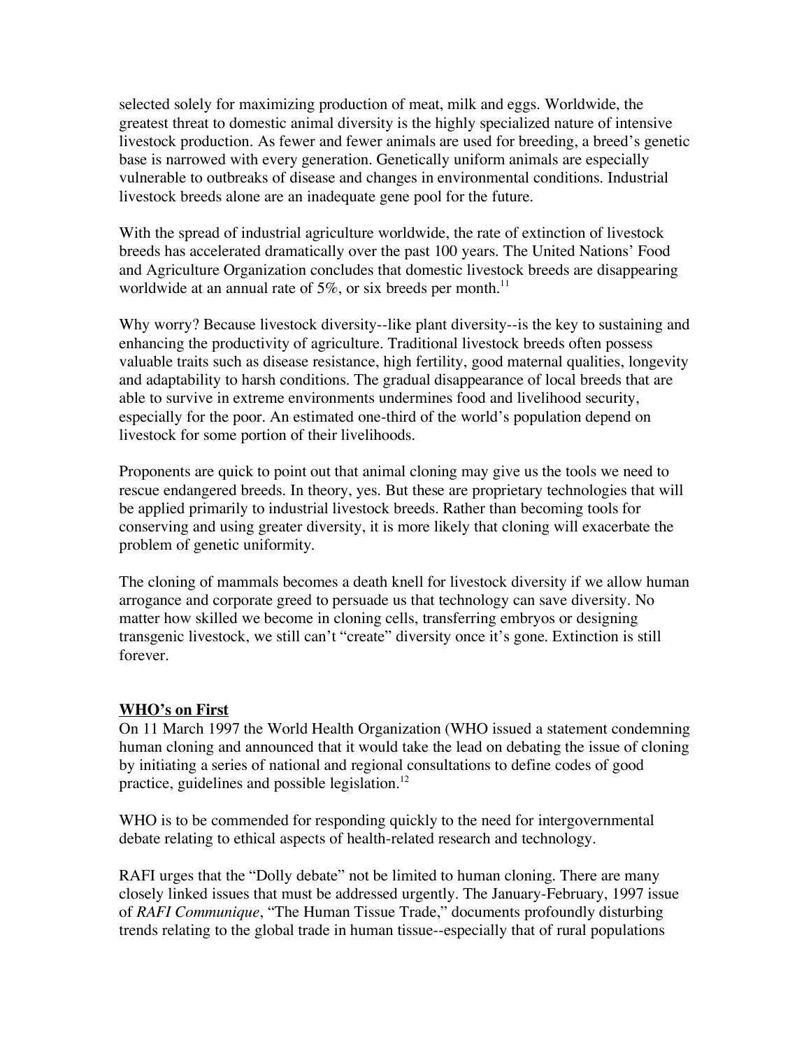selected solely for maximizing production of meat, milk and eggs. Worldwide, the greatest threat to domestic animal diversity is the highly specialized nature of intensive livestock production. As fewer and fewer animals are used for breeding, a breed's genetic base is narrowed with every generation. Genetically uniform animals are especially vulnerable to outbreaks of disease and changes in environmental conditions. Industrial livestock breeds alone are an inadequate gene pool for the future.

With the spread of industrial agriculture worldwide, the rate of extinction of livestock breeds has accelerated dramatically over the past 100 years. The United Nations' Food and Agriculture Organization concludes that domestic livestock breeds are disappearing worldwide at an annual rate of 5%, or six breeds per month.[11]

Why worry? Because livestock diversity--like plant diversity--is the key to sustaining and enhancing the productivity of agriculture. Traditional livestock breeds often possess valuable traits such as disease resistance, high fertility, good maternal qualities, longevity and adaptability to harsh conditions. The gradual disappearance of local breeds that are able to survive in extreme environments undermines food and livelihood security, especially for the poor. An estimated one-third of the world's population depend on livestock for some portion of their livelihoods.

Proponents are quick to point out that animal cloning may give us the tools we need to rescue endangered breeds. In theory, yes. But these are proprietary technologies that will be applied primarily to industrial livestock breeds. Rather than becoming tools for conserving and using greater diversity, it is more likely that cloning will exacerbate the problem of genetic uniformity.

The cloning of mammals becomes a death knell for livestock diversity if we allow human arrogance and corporate greed to persuade us that technology can save diversity. No matter how skilled we become in cloning cells, transferring embryos or designing transgenic livestock, we still can't "create" diversity once it's gone. Extinction is still forever.

## WHO's on First

On 11 March 1997 the World Health Organization (WHO issued a statement condemning human cloning and announced that it would take the lead on debating the issue of cloning by initiating a series of national and regional consultations to define codes of good practice, guidelines and possible legislation.[12]

WHO is to be commended for responding quickly to the need for intergovernmental debate relating to ethical aspects of health-related research and technology.

RAFI urges that the "Dolly debate" not be limited to human cloning. There are many closely linked issues that must be addressed urgently. The January-February, 1997 issue of *RAFI Communique*, "The Human Tissue Trade," documents profoundly disturbing trends relating to the global trade in human tissue--especially that of rural populations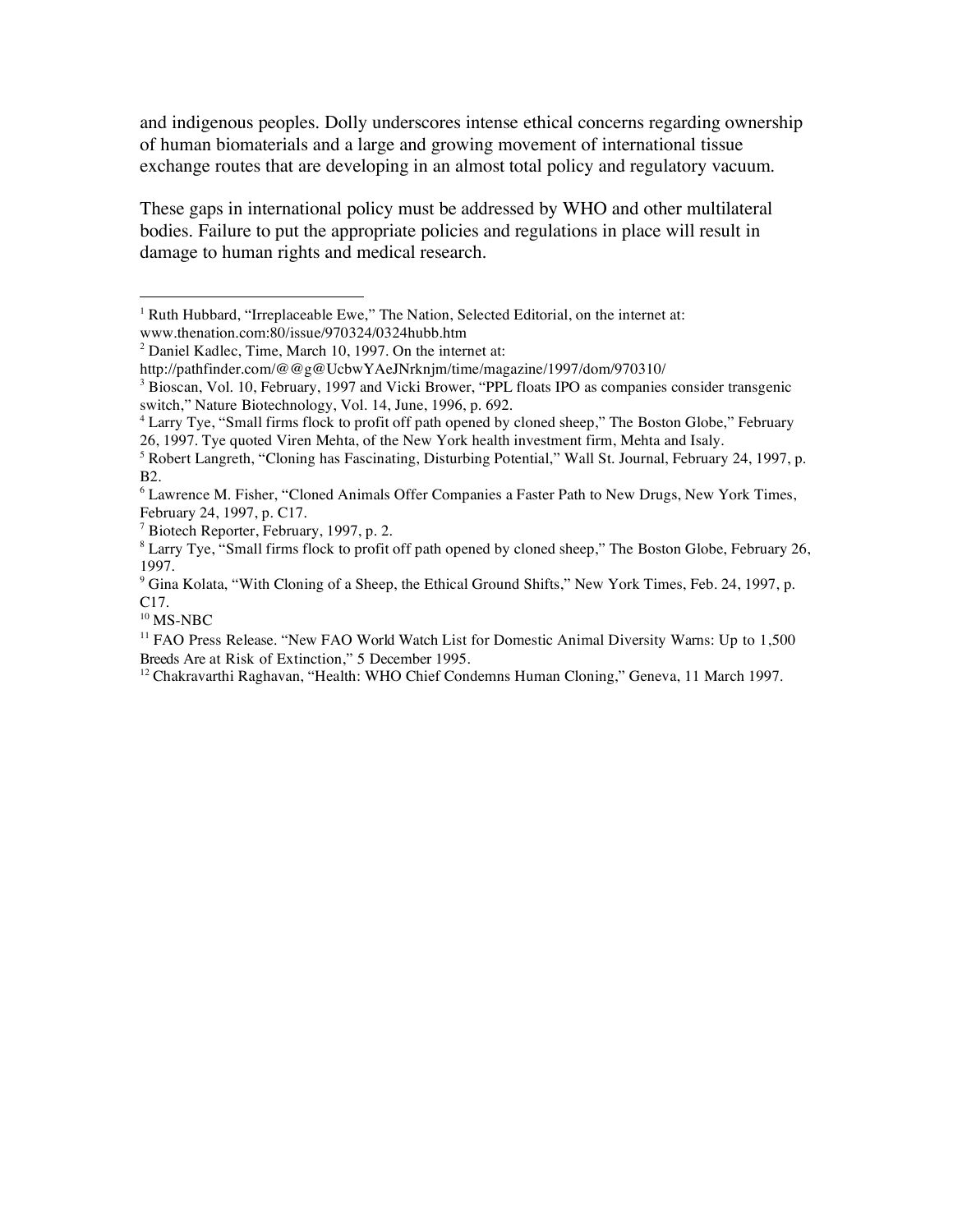and indigenous peoples. Dolly underscores intense ethical concerns regarding ownership of human biomaterials and a large and growing movement of international tissue exchange routes that are developing in an almost total policy and regulatory vacuum.

These gaps in international policy must be addressed by WHO and other multilateral bodies. Failure to put the appropriate policies and regulations in place will result in damage to human rights and medical research.

---

[1] Ruth Hubbard, "Irreplaceable Ewe," The Nation, Selected Editorial, on the internet at: www.thenation.com:80/issue/970324/0324hubb.htm

[2] Daniel Kadlec, Time, March 10, 1997. On the internet at: http://pathfinder.com/@@g@UcbwYAeJNrknjm/time/magazine/1997/dom/970310/

[3] Bioscan, Vol. 10, February, 1997 and Vicki Brower, "PPL floats IPO as companies consider transgenic switch," Nature Biotechnology, Vol. 14, June, 1996, p. 692.

[4] Larry Tye, "Small firms flock to profit off path opened by cloned sheep," The Boston Globe," February 26, 1997. Tye quoted Viren Mehta, of the New York health investment firm, Mehta and Isaly.

[5] Robert Langreth, "Cloning has Fascinating, Disturbing Potential," Wall St. Journal, February 24, 1997, p. B2.

[6] Lawrence M. Fisher, "Cloned Animals Offer Companies a Faster Path to New Drugs, New York Times, February 24, 1997, p. C17.

[7] Biotech Reporter, February, 1997, p. 2.

[8] Larry Tye, "Small firms flock to profit off path opened by cloned sheep," The Boston Globe, February 26, 1997.

[9] Gina Kolata, "With Cloning of a Sheep, the Ethical Ground Shifts," New York Times, Feb. 24, 1997, p. C17.

[10] MS-NBC

[11] FAO Press Release. "New FAO World Watch List for Domestic Animal Diversity Warns: Up to 1,500 Breeds Are at Risk of Extinction," 5 December 1995.

[12] Chakravarthi Raghavan, "Health: WHO Chief Condemns Human Cloning," Geneva, 11 March 1997.